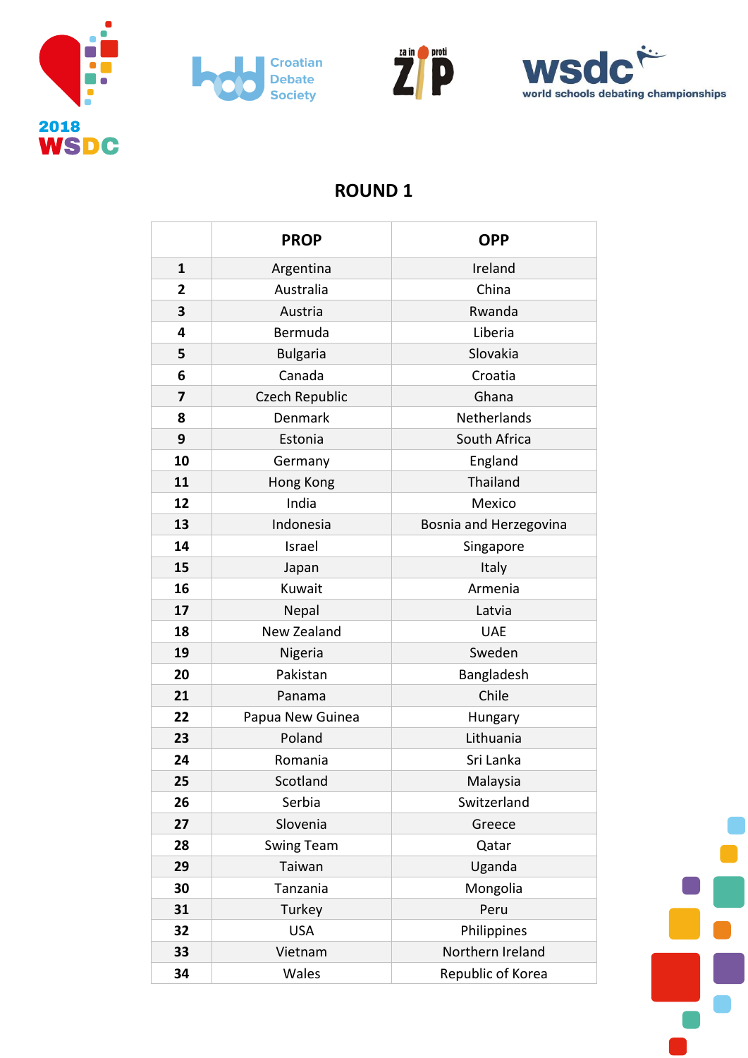# ROUND 1

| | PROP | OPP |
|---|---|---|
| **1** | Argentina | Ireland |
| **2** | Australia | China |
| **3** | Austria | Rwanda |
| **4** | Bermuda | Liberia |
| **5** | Bulgaria | Slovakia |
| **6** | Canada | Croatia |
| **7** | Czech Republic | Ghana |
| **8** | Denmark | Netherlands |
| **9** | Estonia | South Africa |
| **10** | Germany | England |
| **11** | Hong Kong | Thailand |
| **12** | India | Mexico |
| **13** | Indonesia | Bosnia and Herzegovina |
| **14** | Israel | Singapore |
| **15** | Japan | Italy |
| **16** | Kuwait | Armenia |
| **17** | Nepal | Latvia |
| **18** | New Zealand | UAE |
| **19** | Nigeria | Sweden |
| **20** | Pakistan | Bangladesh |
| **21** | Panama | Chile |
| **22** | Papua New Guinea | Hungary |
| **23** | Poland | Lithuania |
| **24** | Romania | Sri Lanka |
| **25** | Scotland | Malaysia |
| **26** | Serbia | Switzerland |
| **27** | Slovenia | Greece |
| **28** | Swing Team | Qatar |
| **29** | Taiwan | Uganda |
| **30** | Tanzania | Mongolia |
| **31** | Turkey | Peru |
| **32** | USA | Philippines |
| **33** | Vietnam | Northern Ireland |
| **34** | Wales | Republic of Korea |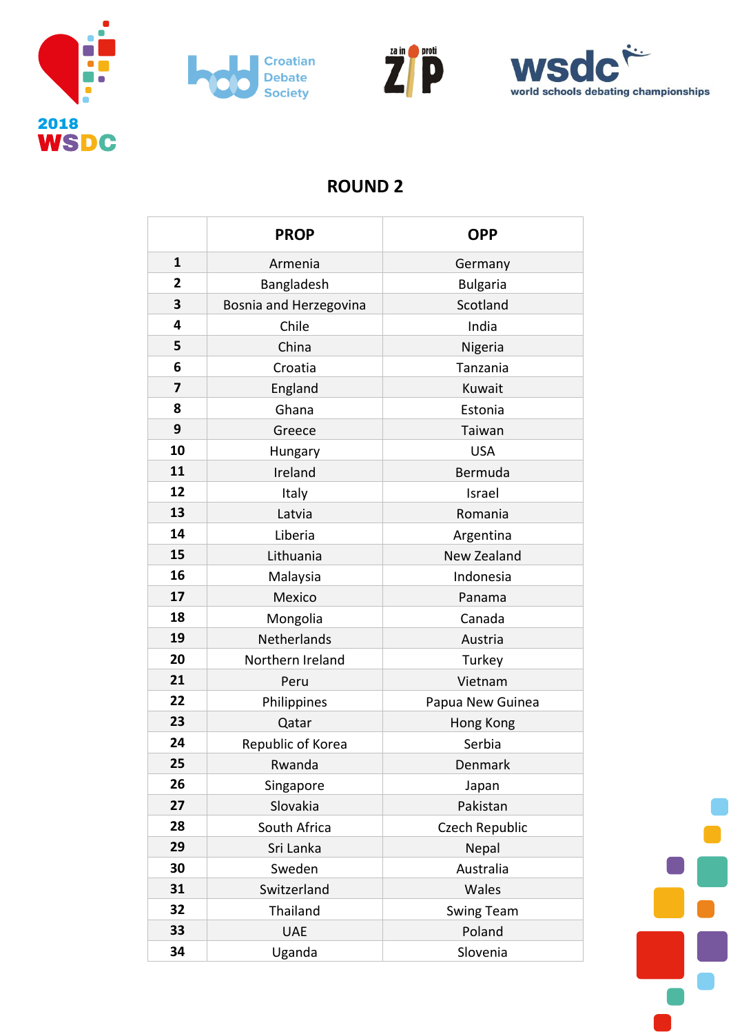## ROUND 2

| | PROP | OPP |
|---|---|---|
| 1 | Armenia | Germany |
| 2 | Bangladesh | Bulgaria |
| 3 | Bosnia and Herzegovina | Scotland |
| 4 | Chile | India |
| 5 | China | Nigeria |
| 6 | Croatia | Tanzania |
| 7 | England | Kuwait |
| 8 | Ghana | Estonia |
| 9 | Greece | Taiwan |
| 10 | Hungary | USA |
| 11 | Ireland | Bermuda |
| 12 | Italy | Israel |
| 13 | Latvia | Romania |
| 14 | Liberia | Argentina |
| 15 | Lithuania | New Zealand |
| 16 | Malaysia | Indonesia |
| 17 | Mexico | Panama |
| 18 | Mongolia | Canada |
| 19 | Netherlands | Austria |
| 20 | Northern Ireland | Turkey |
| 21 | Peru | Vietnam |
| 22 | Philippines | Papua New Guinea |
| 23 | Qatar | Hong Kong |
| 24 | Republic of Korea | Serbia |
| 25 | Rwanda | Denmark |
| 26 | Singapore | Japan |
| 27 | Slovakia | Pakistan |
| 28 | South Africa | Czech Republic |
| 29 | Sri Lanka | Nepal |
| 30 | Sweden | Australia |
| 31 | Switzerland | Wales |
| 32 | Thailand | Swing Team |
| 33 | UAE | Poland |
| 34 | Uganda | Slovenia |